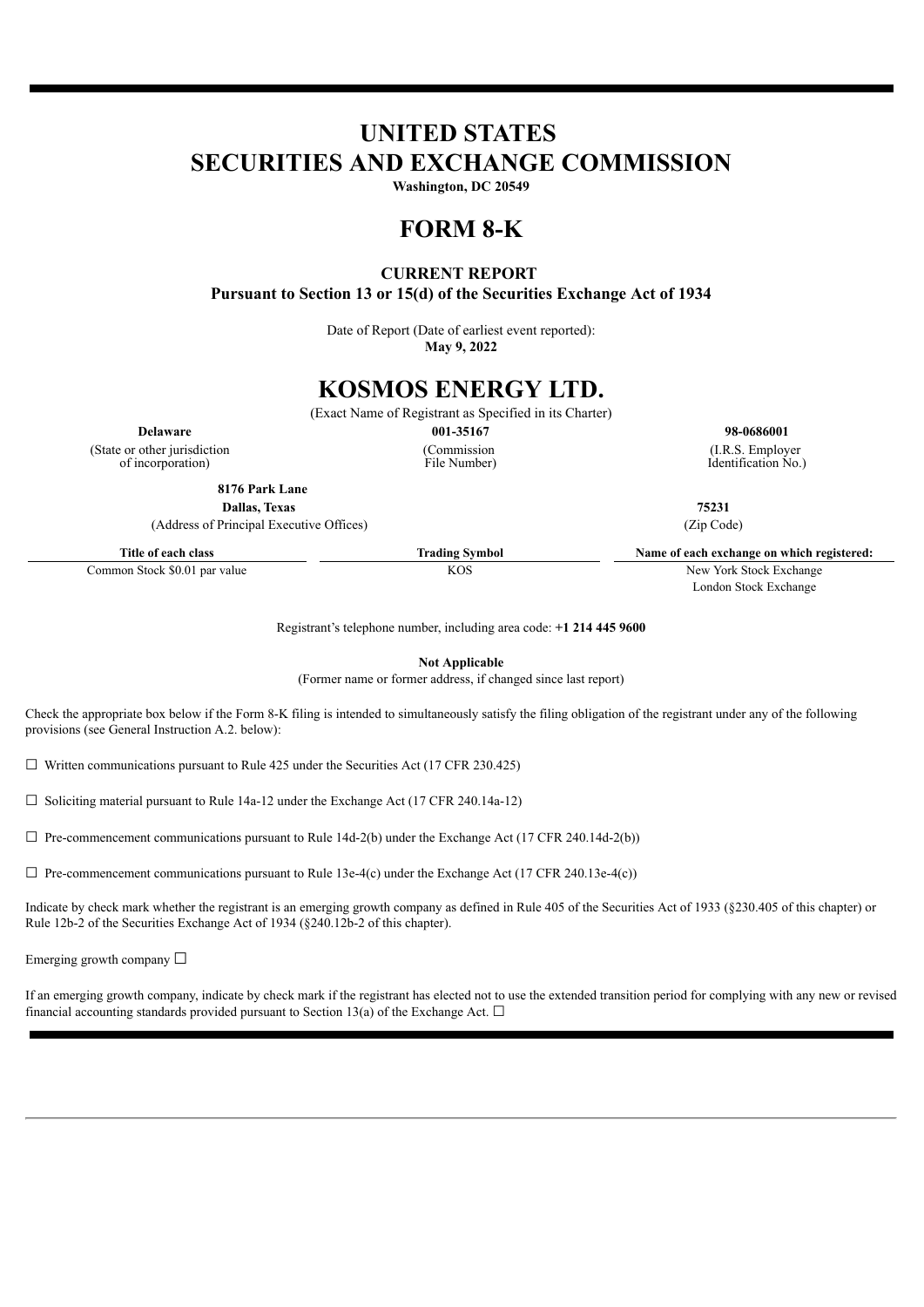# UNITED STATES
# SECURITIES AND EXCHANGE COMMISSION

**Washington, DC 20549**

# FORM 8-K

**CURRENT REPORT**
**Pursuant to Section 13 or 15(d) of the Securities Exchange Act of 1934**

Date of Report (Date of earliest event reported):
**May 9, 2022**

# KOSMOS ENERGY LTD.

(Exact Name of Registrant as Specified in its Charter)

| **Delaware** | **001-35167** | **98-0686001** |
|---|---|---|
| (State or other jurisdiction of incorporation) | (Commission File Number) | (I.R.S. Employer Identification No.) |

**8176 Park Lane**
**Dallas, Texas** **75231**
(Address of Principal Executive Offices) (Zip Code)

| Title of each class | Trading Symbol | Name of each exchange on which registered: |
|---|---|---|
| Common Stock $0.01 par value | KOS | New York Stock Exchange<br>London Stock Exchange |

Registrant's telephone number, including area code: **+1 214 445 9600**

**Not Applicable**
(Former name or former address, if changed since last report)

Check the appropriate box below if the Form 8-K filing is intended to simultaneously satisfy the filing obligation of the registrant under any of the following provisions (see General Instruction A.2. below):

☐ Written communications pursuant to Rule 425 under the Securities Act (17 CFR 230.425)

☐ Soliciting material pursuant to Rule 14a-12 under the Exchange Act (17 CFR 240.14a-12)

☐ Pre-commencement communications pursuant to Rule 14d-2(b) under the Exchange Act (17 CFR 240.14d-2(b))

☐ Pre-commencement communications pursuant to Rule 13e-4(c) under the Exchange Act (17 CFR 240.13e-4(c))

Indicate by check mark whether the registrant is an emerging growth company as defined in Rule 405 of the Securities Act of 1933 (§230.405 of this chapter) or Rule 12b-2 of the Securities Exchange Act of 1934 (§240.12b-2 of this chapter).

Emerging growth company ☐

If an emerging growth company, indicate by check mark if the registrant has elected not to use the extended transition period for complying with any new or revised financial accounting standards provided pursuant to Section 13(a) of the Exchange Act. ☐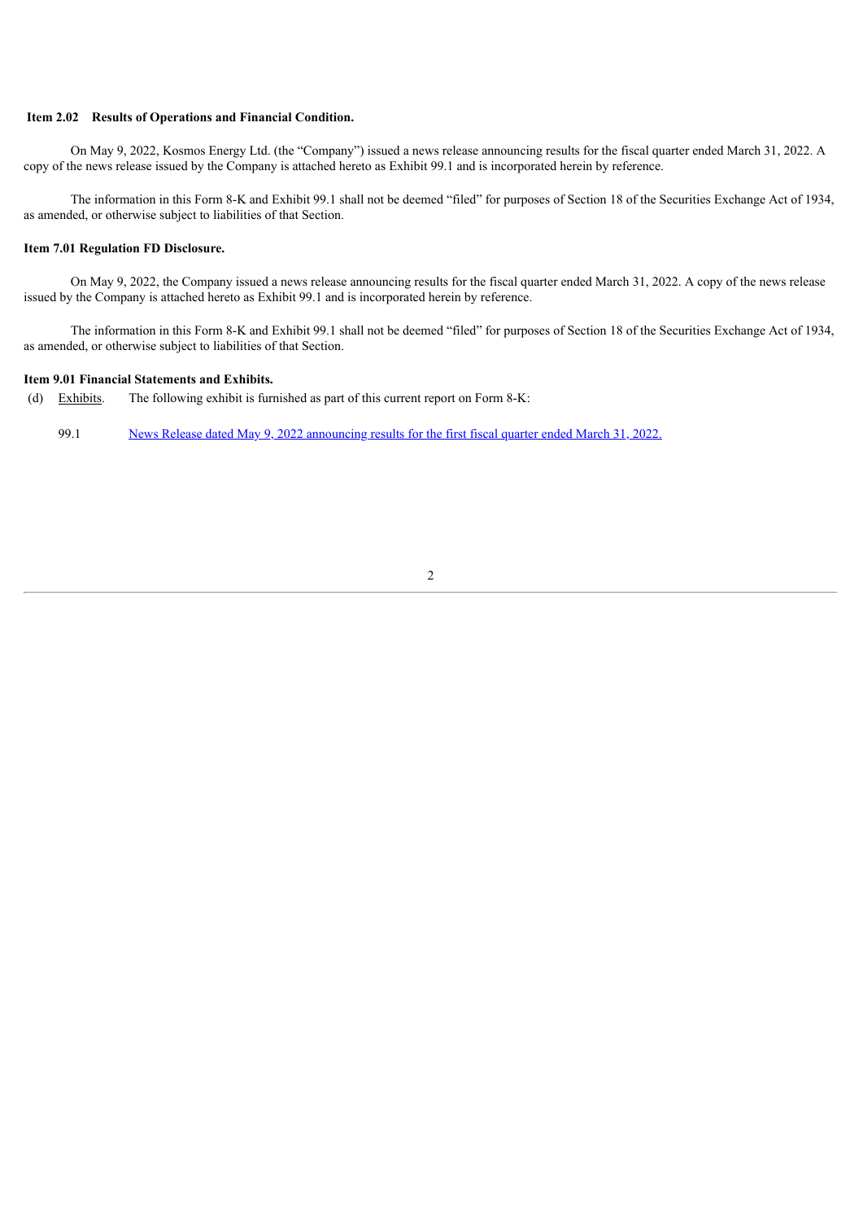**Item 2.02 Results of Operations and Financial Condition.**

On May 9, 2022, Kosmos Energy Ltd. (the "Company") issued a news release announcing results for the fiscal quarter ended March 31, 2022. A copy of the news release issued by the Company is attached hereto as Exhibit 99.1 and is incorporated herein by reference.

The information in this Form 8-K and Exhibit 99.1 shall not be deemed "filed" for purposes of Section 18 of the Securities Exchange Act of 1934, as amended, or otherwise subject to liabilities of that Section.

**Item 7.01 Regulation FD Disclosure.**

On May 9, 2022, the Company issued a news release announcing results for the fiscal quarter ended March 31, 2022. A copy of the news release issued by the Company is attached hereto as Exhibit 99.1 and is incorporated herein by reference.

The information in this Form 8-K and Exhibit 99.1 shall not be deemed "filed" for purposes of Section 18 of the Securities Exchange Act of 1934, as amended, or otherwise subject to liabilities of that Section.

**Item 9.01 Financial Statements and Exhibits.**

(d) Exhibits. The following exhibit is furnished as part of this current report on Form 8-K:

99.1 News Release dated May 9, 2022 announcing results for the first fiscal quarter ended March 31, 2022.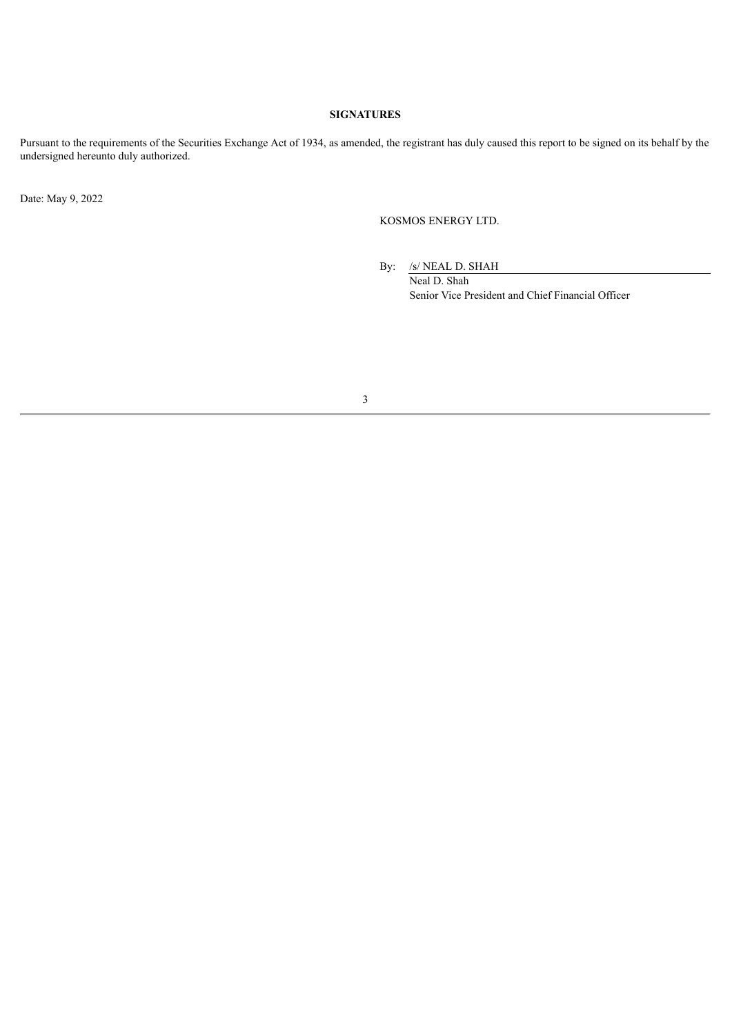**SIGNATURES**

Pursuant to the requirements of the Securities Exchange Act of 1934, as amended, the registrant has duly caused this report to be signed on its behalf by the undersigned hereunto duly authorized.

Date: May 9, 2022

KOSMOS ENERGY LTD.

By: /s/ NEAL D. SHAH

Neal D. Shah

Senior Vice President and Chief Financial Officer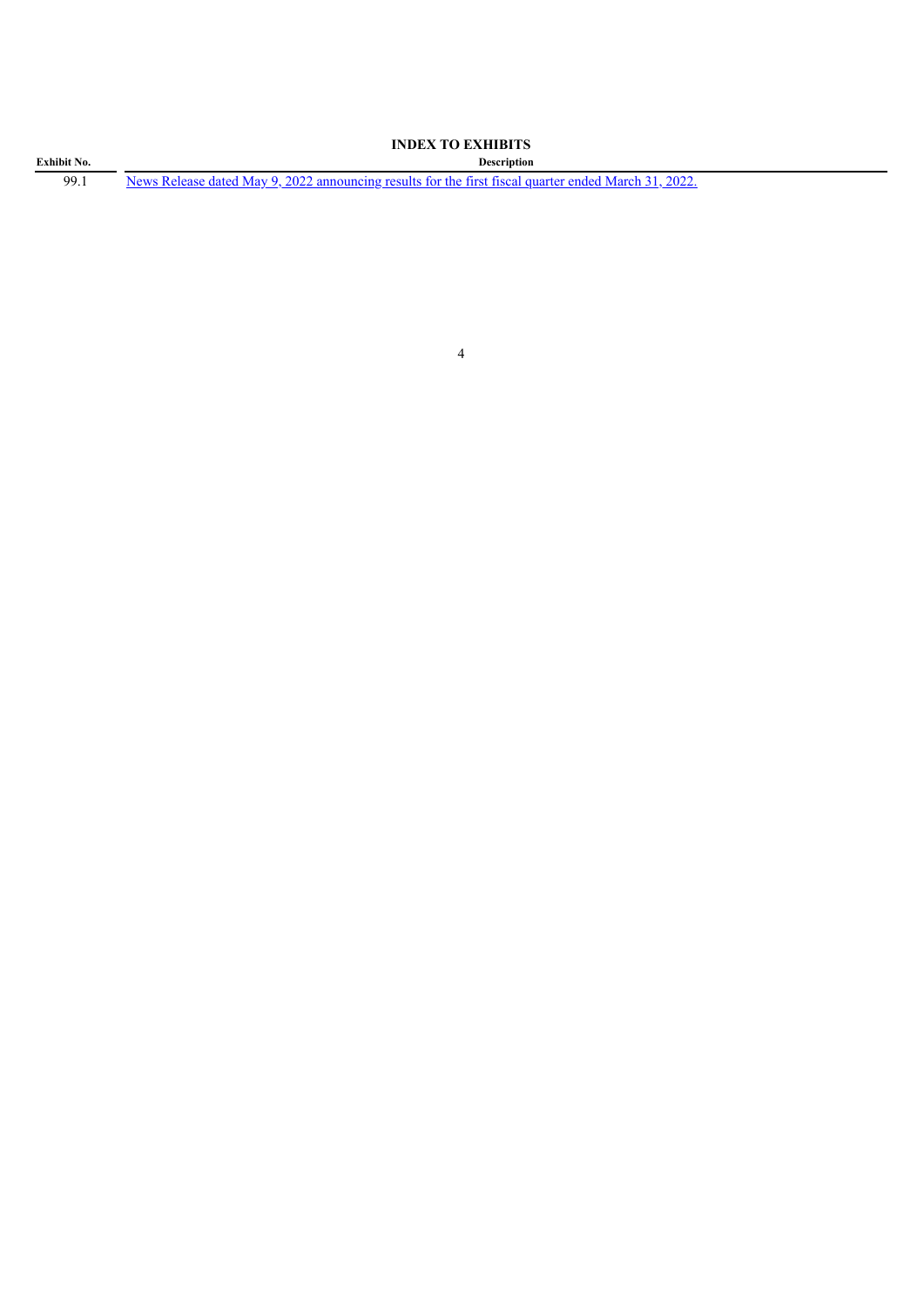**INDEX TO EXHIBITS**

| Exhibit No. | Description |
| --- | --- |
| 99.1 | News Release dated May 9, 2022 announcing results for the first fiscal quarter ended March 31, 2022. |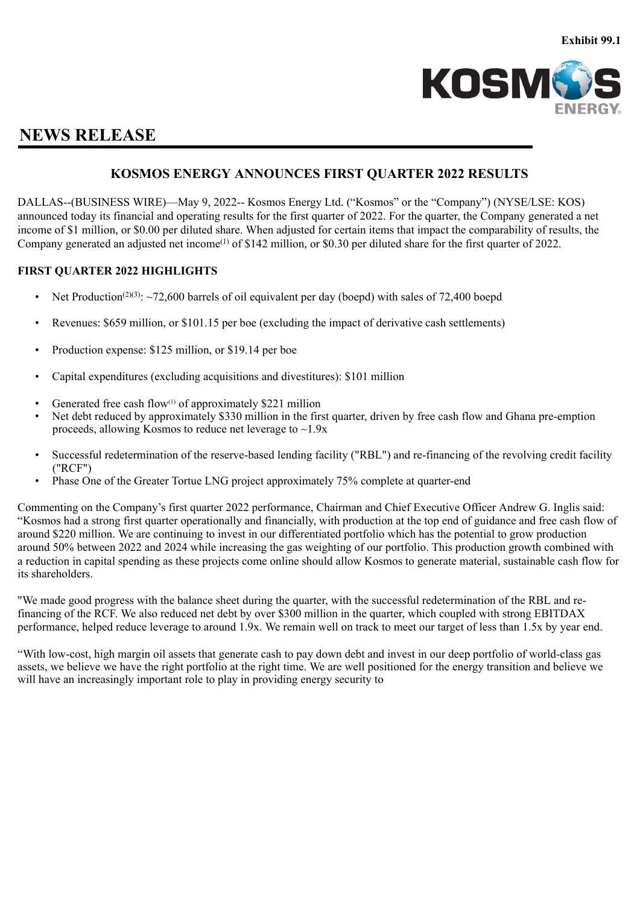Exhibit 99.1

# NEWS RELEASE

## KOSMOS ENERGY ANNOUNCES FIRST QUARTER 2022 RESULTS

DALLAS--(BUSINESS WIRE)—May 9, 2022-- Kosmos Energy Ltd. ("Kosmos" or the "Company") (NYSE/LSE: KOS) announced today its financial and operating results for the first quarter of 2022. For the quarter, the Company generated a net income of $1 million, or $0.00 per diluted share. When adjusted for certain items that impact the comparability of results, the Company generated an adjusted net income[1] of $142 million, or $0.30 per diluted share for the first quarter of 2022.

### FIRST QUARTER 2022 HIGHLIGHTS

- Net Production[2][3]: ~72,600 barrels of oil equivalent per day (boepd) with sales of 72,400 boepd
- Revenues: $659 million, or $101.15 per boe (excluding the impact of derivative cash settlements)
- Production expense: $125 million, or $19.14 per boe
- Capital expenditures (excluding acquisitions and divestitures): $101 million
- Generated free cash flow[1] of approximately $221 million
- Net debt reduced by approximately $330 million in the first quarter, driven by free cash flow and Ghana pre-emption proceeds, allowing Kosmos to reduce net leverage to ~1.9x
- Successful redetermination of the reserve-based lending facility ("RBL") and re-financing of the revolving credit facility ("RCF")
- Phase One of the Greater Tortue LNG project approximately 75% complete at quarter-end

Commenting on the Company's first quarter 2022 performance, Chairman and Chief Executive Officer Andrew G. Inglis said: "Kosmos had a strong first quarter operationally and financially, with production at the top end of guidance and free cash flow of around $220 million. We are continuing to invest in our differentiated portfolio which has the potential to grow production around 50% between 2022 and 2024 while increasing the gas weighting of our portfolio. This production growth combined with a reduction in capital spending as these projects come online should allow Kosmos to generate material, sustainable cash flow for its shareholders.

"We made good progress with the balance sheet during the quarter, with the successful redetermination of the RBL and re-financing of the RCF. We also reduced net debt by over $300 million in the quarter, which coupled with strong EBITDAX performance, helped reduce leverage to around 1.9x. We remain well on track to meet our target of less than 1.5x by year end.

"With low-cost, high margin oil assets that generate cash to pay down debt and invest in our deep portfolio of world-class gas assets, we believe we have the right portfolio at the right time. We are well positioned for the energy transition and believe we will have an increasingly important role to play in providing energy security to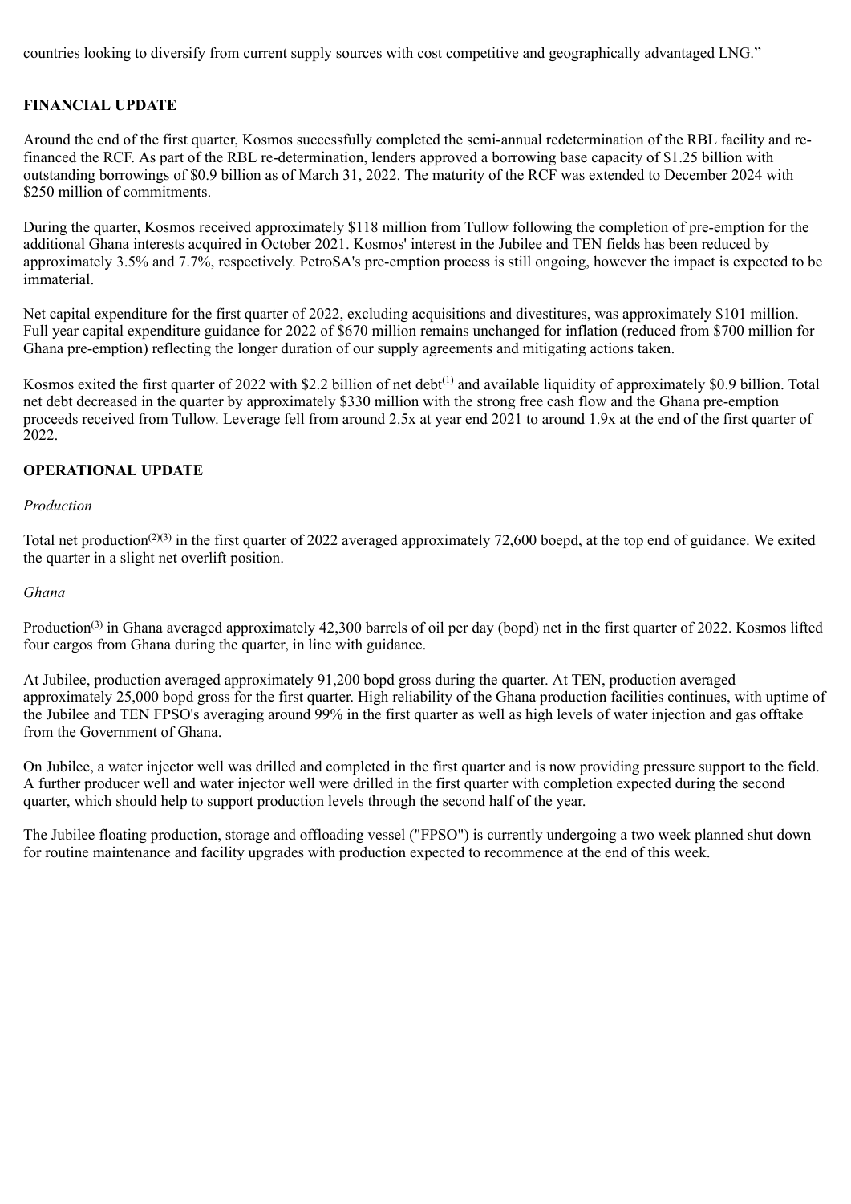countries looking to diversify from current supply sources with cost competitive and geographically advantaged LNG."

**FINANCIAL UPDATE**

Around the end of the first quarter, Kosmos successfully completed the semi-annual redetermination of the RBL facility and re-financed the RCF. As part of the RBL re-determination, lenders approved a borrowing base capacity of $1.25 billion with outstanding borrowings of $0.9 billion as of March 31, 2022. The maturity of the RCF was extended to December 2024 with $250 million of commitments.

During the quarter, Kosmos received approximately $118 million from Tullow following the completion of pre-emption for the additional Ghana interests acquired in October 2021. Kosmos' interest in the Jubilee and TEN fields has been reduced by approximately 3.5% and 7.7%, respectively. PetroSA's pre-emption process is still ongoing, however the impact is expected to be immaterial.

Net capital expenditure for the first quarter of 2022, excluding acquisitions and divestitures, was approximately $101 million. Full year capital expenditure guidance for 2022 of $670 million remains unchanged for inflation (reduced from $700 million for Ghana pre-emption) reflecting the longer duration of our supply agreements and mitigating actions taken.

Kosmos exited the first quarter of 2022 with $2.2 billion of net debt[1] and available liquidity of approximately $0.9 billion. Total net debt decreased in the quarter by approximately $330 million with the strong free cash flow and the Ghana pre-emption proceeds received from Tullow. Leverage fell from around 2.5x at year end 2021 to around 1.9x at the end of the first quarter of 2022.

**OPERATIONAL UPDATE**

*Production*

Total net production[2][3] in the first quarter of 2022 averaged approximately 72,600 boepd, at the top end of guidance. We exited the quarter in a slight net overlift position.

*Ghana*

Production[3] in Ghana averaged approximately 42,300 barrels of oil per day (bopd) net in the first quarter of 2022. Kosmos lifted four cargos from Ghana during the quarter, in line with guidance.

At Jubilee, production averaged approximately 91,200 bopd gross during the quarter. At TEN, production averaged approximately 25,000 bopd gross for the first quarter. High reliability of the Ghana production facilities continues, with uptime of the Jubilee and TEN FPSO's averaging around 99% in the first quarter as well as high levels of water injection and gas offtake from the Government of Ghana.

On Jubilee, a water injector well was drilled and completed in the first quarter and is now providing pressure support to the field. A further producer well and water injector well were drilled in the first quarter with completion expected during the second quarter, which should help to support production levels through the second half of the year.

The Jubilee floating production, storage and offloading vessel ("FPSO") is currently undergoing a two week planned shut down for routine maintenance and facility upgrades with production expected to recommence at the end of this week.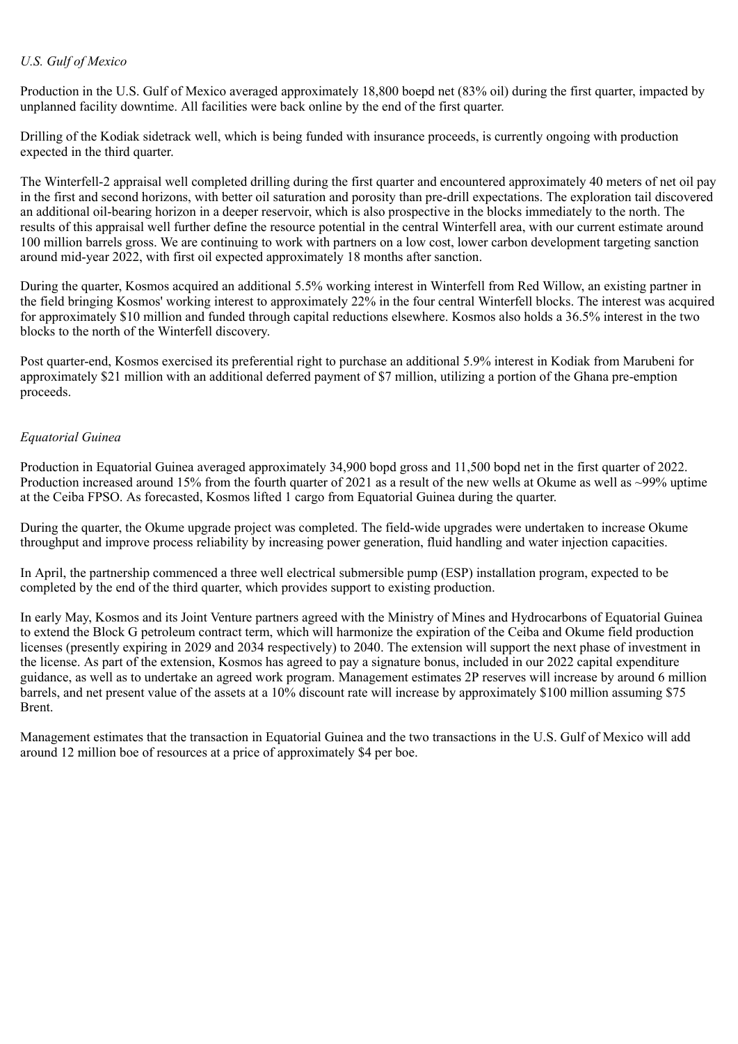*U.S. Gulf of Mexico*

Production in the U.S. Gulf of Mexico averaged approximately 18,800 boepd net (83% oil) during the first quarter, impacted by unplanned facility downtime. All facilities were back online by the end of the first quarter.

Drilling of the Kodiak sidetrack well, which is being funded with insurance proceeds, is currently ongoing with production expected in the third quarter.

The Winterfell-2 appraisal well completed drilling during the first quarter and encountered approximately 40 meters of net oil pay in the first and second horizons, with better oil saturation and porosity than pre-drill expectations. The exploration tail discovered an additional oil-bearing horizon in a deeper reservoir, which is also prospective in the blocks immediately to the north. The results of this appraisal well further define the resource potential in the central Winterfell area, with our current estimate around 100 million barrels gross. We are continuing to work with partners on a low cost, lower carbon development targeting sanction around mid-year 2022, with first oil expected approximately 18 months after sanction.

During the quarter, Kosmos acquired an additional 5.5% working interest in Winterfell from Red Willow, an existing partner in the field bringing Kosmos' working interest to approximately 22% in the four central Winterfell blocks. The interest was acquired for approximately $10 million and funded through capital reductions elsewhere. Kosmos also holds a 36.5% interest in the two blocks to the north of the Winterfell discovery.

Post quarter-end, Kosmos exercised its preferential right to purchase an additional 5.9% interest in Kodiak from Marubeni for approximately $21 million with an additional deferred payment of $7 million, utilizing a portion of the Ghana pre-emption proceeds.

*Equatorial Guinea*

Production in Equatorial Guinea averaged approximately 34,900 bopd gross and 11,500 bopd net in the first quarter of 2022. Production increased around 15% from the fourth quarter of 2021 as a result of the new wells at Okume as well as ~99% uptime at the Ceiba FPSO. As forecasted, Kosmos lifted 1 cargo from Equatorial Guinea during the quarter.

During the quarter, the Okume upgrade project was completed. The field-wide upgrades were undertaken to increase Okume throughput and improve process reliability by increasing power generation, fluid handling and water injection capacities.

In April, the partnership commenced a three well electrical submersible pump (ESP) installation program, expected to be completed by the end of the third quarter, which provides support to existing production.

In early May, Kosmos and its Joint Venture partners agreed with the Ministry of Mines and Hydrocarbons of Equatorial Guinea to extend the Block G petroleum contract term, which will harmonize the expiration of the Ceiba and Okume field production licenses (presently expiring in 2029 and 2034 respectively) to 2040. The extension will support the next phase of investment in the license. As part of the extension, Kosmos has agreed to pay a signature bonus, included in our 2022 capital expenditure guidance, as well as to undertake an agreed work program. Management estimates 2P reserves will increase by around 6 million barrels, and net present value of the assets at a 10% discount rate will increase by approximately $100 million assuming $75 Brent.

Management estimates that the transaction in Equatorial Guinea and the two transactions in the U.S. Gulf of Mexico will add around 12 million boe of resources at a price of approximately $4 per boe.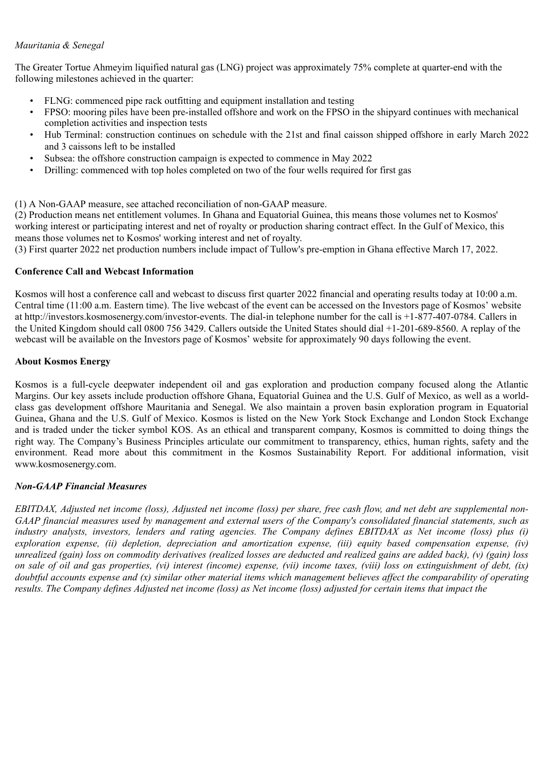*Mauritania & Senegal*

The Greater Tortue Ahmeyim liquified natural gas (LNG) project was approximately 75% complete at quarter-end with the following milestones achieved in the quarter:

- FLNG: commenced pipe rack outfitting and equipment installation and testing
- FPSO: mooring piles have been pre-installed offshore and work on the FPSO in the shipyard continues with mechanical completion activities and inspection tests
- Hub Terminal: construction continues on schedule with the 21st and final caisson shipped offshore in early March 2022 and 3 caissons left to be installed
- Subsea: the offshore construction campaign is expected to commence in May 2022
- Drilling: commenced with top holes completed on two of the four wells required for first gas

(1) A Non-GAAP measure, see attached reconciliation of non-GAAP measure.
(2) Production means net entitlement volumes. In Ghana and Equatorial Guinea, this means those volumes net to Kosmos' working interest or participating interest and net of royalty or production sharing contract effect. In the Gulf of Mexico, this means those volumes net to Kosmos' working interest and net of royalty.
(3) First quarter 2022 net production numbers include impact of Tullow's pre-emption in Ghana effective March 17, 2022.

**Conference Call and Webcast Information**

Kosmos will host a conference call and webcast to discuss first quarter 2022 financial and operating results today at 10:00 a.m. Central time (11:00 a.m. Eastern time). The live webcast of the event can be accessed on the Investors page of Kosmos' website at http://investors.kosmosenergy.com/investor-events. The dial-in telephone number for the call is +1-877-407-0784. Callers in the United Kingdom should call 0800 756 3429. Callers outside the United States should dial +1-201-689-8560. A replay of the webcast will be available on the Investors page of Kosmos' website for approximately 90 days following the event.

**About Kosmos Energy**

Kosmos is a full-cycle deepwater independent oil and gas exploration and production company focused along the Atlantic Margins. Our key assets include production offshore Ghana, Equatorial Guinea and the U.S. Gulf of Mexico, as well as a world-class gas development offshore Mauritania and Senegal. We also maintain a proven basin exploration program in Equatorial Guinea, Ghana and the U.S. Gulf of Mexico. Kosmos is listed on the New York Stock Exchange and London Stock Exchange and is traded under the ticker symbol KOS. As an ethical and transparent company, Kosmos is committed to doing things the right way. The Company's Business Principles articulate our commitment to transparency, ethics, human rights, safety and the environment. Read more about this commitment in the Kosmos Sustainability Report. For additional information, visit www.kosmosenergy.com.

***Non-GAAP Financial Measures***

*EBITDAX, Adjusted net income (loss), Adjusted net income (loss) per share, free cash flow, and net debt are supplemental non-GAAP financial measures used by management and external users of the Company's consolidated financial statements, such as industry analysts, investors, lenders and rating agencies. The Company defines EBITDAX as Net income (loss) plus (i) exploration expense, (ii) depletion, depreciation and amortization expense, (iii) equity based compensation expense, (iv) unrealized (gain) loss on commodity derivatives (realized losses are deducted and realized gains are added back), (v) (gain) loss on sale of oil and gas properties, (vi) interest (income) expense, (vii) income taxes, (viii) loss on extinguishment of debt, (ix) doubtful accounts expense and (x) similar other material items which management believes affect the comparability of operating results. The Company defines Adjusted net income (loss) as Net income (loss) adjusted for certain items that impact the*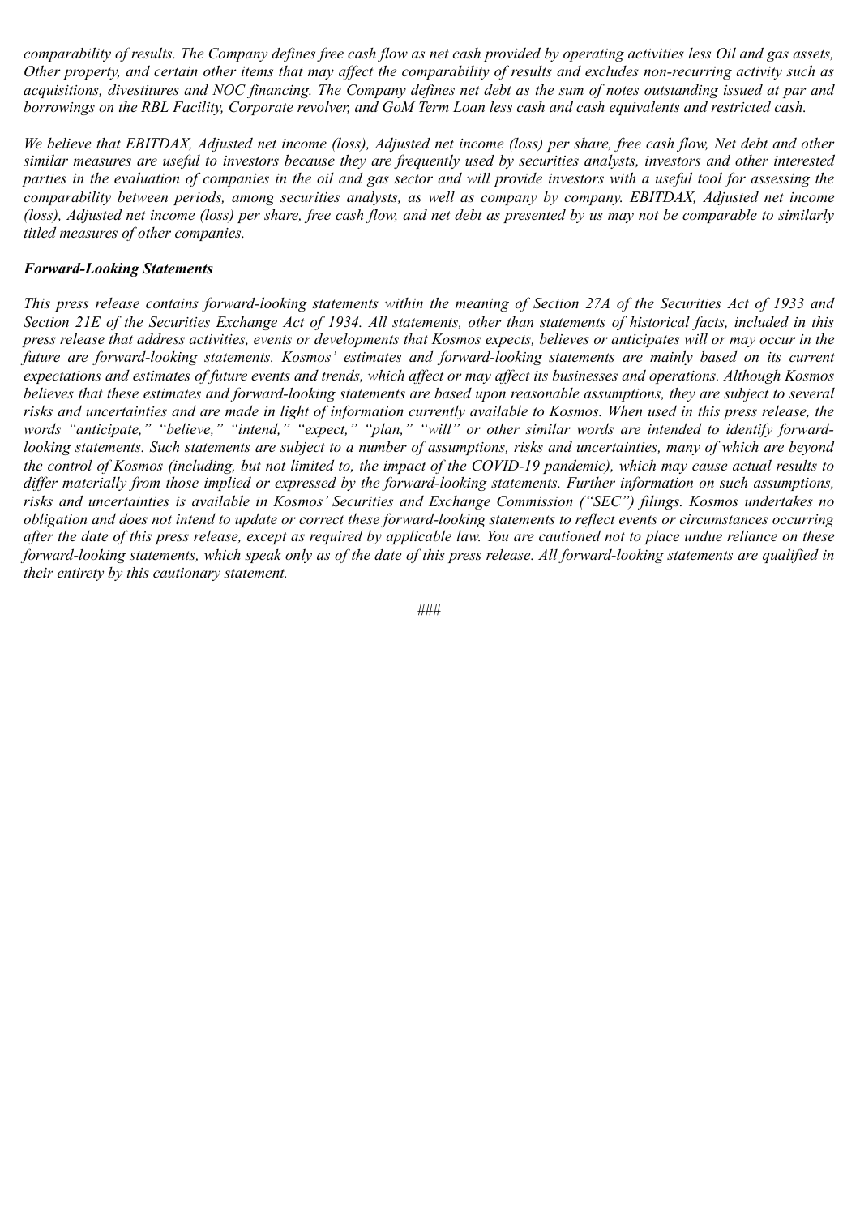*comparability of results. The Company defines free cash flow as net cash provided by operating activities less Oil and gas assets, Other property, and certain other items that may affect the comparability of results and excludes non-recurring activity such as acquisitions, divestitures and NOC financing. The Company defines net debt as the sum of notes outstanding issued at par and borrowings on the RBL Facility, Corporate revolver, and GoM Term Loan less cash and cash equivalents and restricted cash.*

*We believe that EBITDAX, Adjusted net income (loss), Adjusted net income (loss) per share, free cash flow, Net debt and other similar measures are useful to investors because they are frequently used by securities analysts, investors and other interested parties in the evaluation of companies in the oil and gas sector and will provide investors with a useful tool for assessing the comparability between periods, among securities analysts, as well as company by company. EBITDAX, Adjusted net income (loss), Adjusted net income (loss) per share, free cash flow, and net debt as presented by us may not be comparable to similarly titled measures of other companies.*

***Forward-Looking Statements***

*This press release contains forward-looking statements within the meaning of Section 27A of the Securities Act of 1933 and Section 21E of the Securities Exchange Act of 1934. All statements, other than statements of historical facts, included in this press release that address activities, events or developments that Kosmos expects, believes or anticipates will or may occur in the future are forward-looking statements. Kosmos' estimates and forward-looking statements are mainly based on its current expectations and estimates of future events and trends, which affect or may affect its businesses and operations. Although Kosmos believes that these estimates and forward-looking statements are based upon reasonable assumptions, they are subject to several risks and uncertainties and are made in light of information currently available to Kosmos. When used in this press release, the words "anticipate," "believe," "intend," "expect," "plan," "will" or other similar words are intended to identify forward-looking statements. Such statements are subject to a number of assumptions, risks and uncertainties, many of which are beyond the control of Kosmos (including, but not limited to, the impact of the COVID-19 pandemic), which may cause actual results to differ materially from those implied or expressed by the forward-looking statements. Further information on such assumptions, risks and uncertainties is available in Kosmos' Securities and Exchange Commission ("SEC") filings. Kosmos undertakes no obligation and does not intend to update or correct these forward-looking statements to reflect events or circumstances occurring after the date of this press release, except as required by applicable law. You are cautioned not to place undue reliance on these forward-looking statements, which speak only as of the date of this press release. All forward-looking statements are qualified in their entirety by this cautionary statement.*

###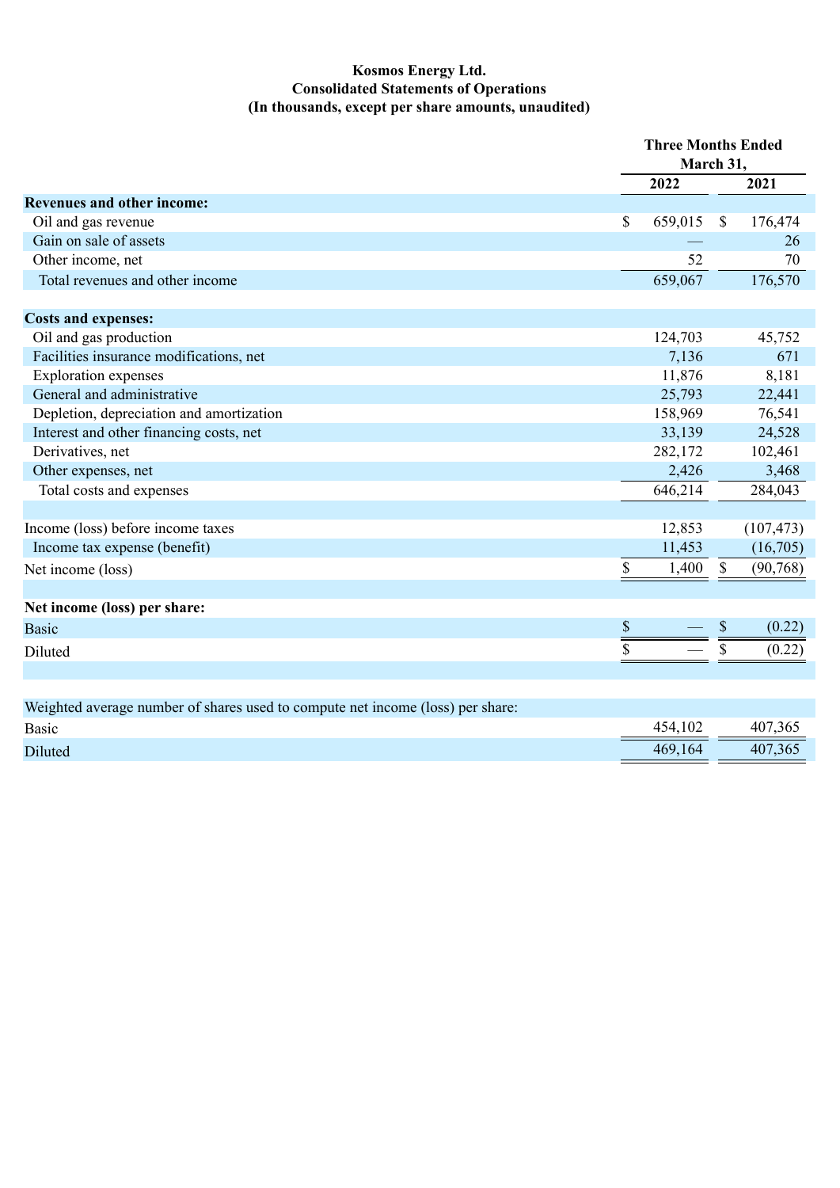**Kosmos Energy Ltd.**
**Consolidated Statements of Operations**
**(In thousands, except per share amounts, unaudited)**

| | Three Months Ended March 31, | |
|---|---|---|
| | 2022 | 2021 |
| **Revenues and other income:** | | |
| Oil and gas revenue | $ 659,015 | $ 176,474 |
| Gain on sale of assets | — | 26 |
| Other income, net | 52 | 70 |
| Total revenues and other income | 659,067 | 176,570 |
| | | |
| **Costs and expenses:** | | |
| Oil and gas production | 124,703 | 45,752 |
| Facilities insurance modifications, net | 7,136 | 671 |
| Exploration expenses | 11,876 | 8,181 |
| General and administrative | 25,793 | 22,441 |
| Depletion, depreciation and amortization | 158,969 | 76,541 |
| Interest and other financing costs, net | 33,139 | 24,528 |
| Derivatives, net | 282,172 | 102,461 |
| Other expenses, net | 2,426 | 3,468 |
| Total costs and expenses | 646,214 | 284,043 |
| | | |
| Income (loss) before income taxes | 12,853 | (107,473) |
| Income tax expense (benefit) | 11,453 | (16,705) |
| Net income (loss) | $ 1,400 | $ (90,768) |
| | | |
| **Net income (loss) per share:** | | |
| Basic | $ — | $ (0.22) |
| Diluted | $ — | $ (0.22) |
| | | |
| Weighted average number of shares used to compute net income (loss) per share: | | |
| Basic | 454,102 | 407,365 |
| Diluted | 469,164 | 407,365 |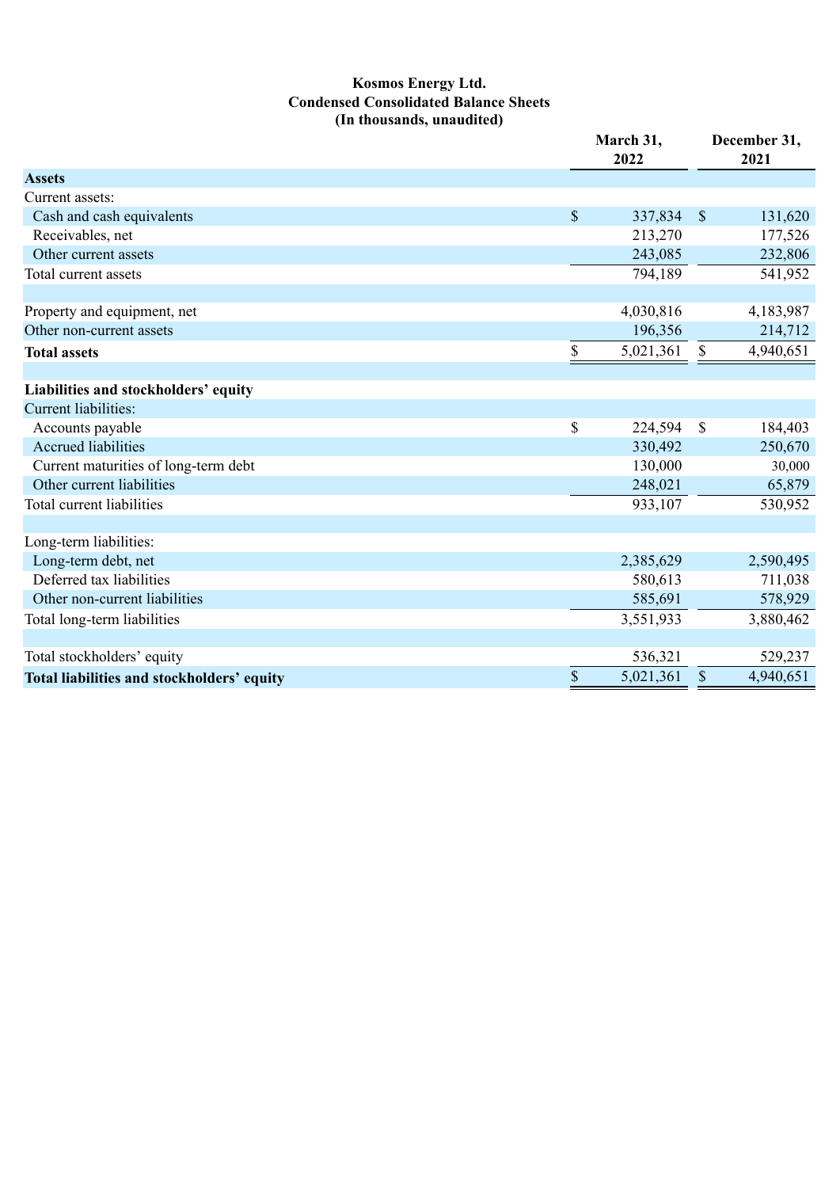**Kosmos Energy Ltd.**
**Condensed Consolidated Balance Sheets**
**(In thousands, unaudited)**

| | March 31, 2022 | December 31, 2021 |
|---|---|---|
| **Assets** | | |
| Current assets: | | |
| Cash and cash equivalents | $ 337,834 | $ 131,620 |
| Receivables, net | 213,270 | 177,526 |
| Other current assets | 243,085 | 232,806 |
| Total current assets | 794,189 | 541,952 |
| | | |
| Property and equipment, net | 4,030,816 | 4,183,987 |
| Other non-current assets | 196,356 | 214,712 |
| **Total assets** | $ 5,021,361 | $ 4,940,651 |
| | | |
| **Liabilities and stockholders' equity** | | |
| Current liabilities: | | |
| Accounts payable | $ 224,594 | $ 184,403 |
| Accrued liabilities | 330,492 | 250,670 |
| Current maturities of long-term debt | 130,000 | 30,000 |
| Other current liabilities | 248,021 | 65,879 |
| Total current liabilities | 933,107 | 530,952 |
| | | |
| Long-term liabilities: | | |
| Long-term debt, net | 2,385,629 | 2,590,495 |
| Deferred tax liabilities | 580,613 | 711,038 |
| Other non-current liabilities | 585,691 | 578,929 |
| Total long-term liabilities | 3,551,933 | 3,880,462 |
| | | |
| Total stockholders' equity | 536,321 | 529,237 |
| **Total liabilities and stockholders' equity** | $ 5,021,361 | $ 4,940,651 |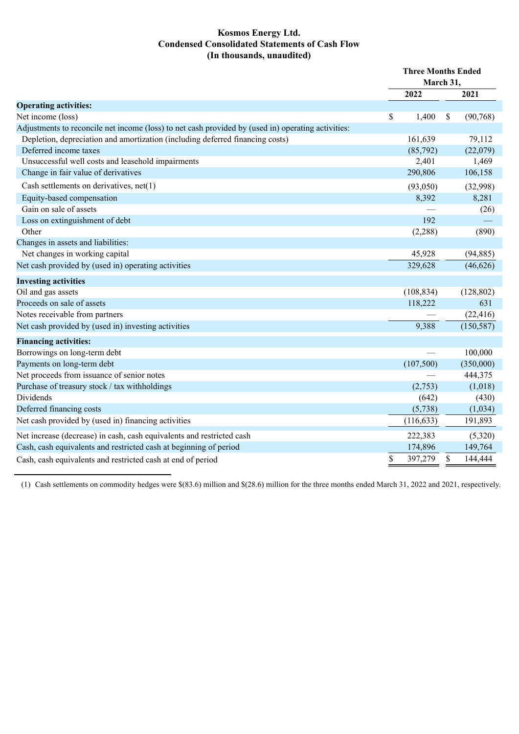# Kosmos Energy Ltd.
## Condensed Consolidated Statements of Cash Flow
### (In thousands, unaudited)

| | Three Months Ended March 31, | |
|---|---|---|
| | 2022 | 2021 |
| **Operating activities:** | | |
| Net income (loss) | $ 1,400 | $ (90,768) |
| Adjustments to reconcile net income (loss) to net cash provided by (used in) operating activities: | | |
| Depletion, depreciation and amortization (including deferred financing costs) | 161,639 | 79,112 |
| Deferred income taxes | (85,792) | (22,079) |
| Unsuccessful well costs and leasehold impairments | 2,401 | 1,469 |
| Change in fair value of derivatives | 290,806 | 106,158 |
| Cash settlements on derivatives, net(1) | (93,050) | (32,998) |
| Equity-based compensation | 8,392 | 8,281 |
| Gain on sale of assets | — | (26) |
| Loss on extinguishment of debt | 192 | — |
| Other | (2,288) | (890) |
| Changes in assets and liabilities: | | |
| Net changes in working capital | 45,928 | (94,885) |
| Net cash provided by (used in) operating activities | 329,628 | (46,626) |
| **Investing activities** | | |
| Oil and gas assets | (108,834) | (128,802) |
| Proceeds on sale of assets | 118,222 | 631 |
| Notes receivable from partners | — | (22,416) |
| Net cash provided by (used in) investing activities | 9,388 | (150,587) |
| **Financing activities:** | | |
| Borrowings on long-term debt | — | 100,000 |
| Payments on long-term debt | (107,500) | (350,000) |
| Net proceeds from issuance of senior notes | — | 444,375 |
| Purchase of treasury stock / tax withholdings | (2,753) | (1,018) |
| Dividends | (642) | (430) |
| Deferred financing costs | (5,738) | (1,034) |
| Net cash provided by (used in) financing activities | (116,633) | 191,893 |
| Net increase (decrease) in cash, cash equivalents and restricted cash | 222,383 | (5,320) |
| Cash, cash equivalents and restricted cash at beginning of period | 174,896 | 149,764 |
| Cash, cash equivalents and restricted cash at end of period | $ 397,279 | $ 144,444 |

(1) Cash settlements on commodity hedges were $(83.6) million and $(28.6) million for the three months ended March 31, 2022 and 2021, respectively.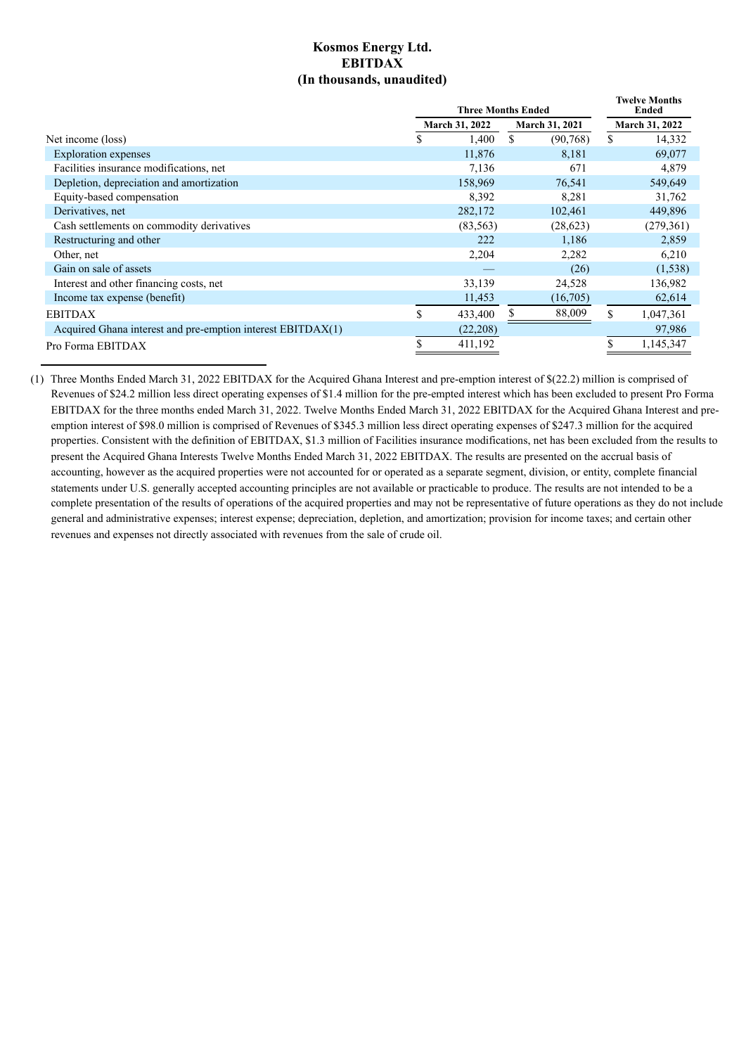# Kosmos Energy Ltd.
## EBITDAX
### (In thousands, unaudited)

| | Three Months Ended | | Twelve Months Ended |
|---|---|---|---|
| | March 31, 2022 | March 31, 2021 | March 31, 2022 |
| Net income (loss) | $ 1,400 | $ (90,768) | $ 14,332 |
| Exploration expenses | 11,876 | 8,181 | 69,077 |
| Facilities insurance modifications, net | 7,136 | 671 | 4,879 |
| Depletion, depreciation and amortization | 158,969 | 76,541 | 549,649 |
| Equity-based compensation | 8,392 | 8,281 | 31,762 |
| Derivatives, net | 282,172 | 102,461 | 449,896 |
| Cash settlements on commodity derivatives | (83,563) | (28,623) | (279,361) |
| Restructuring and other | 222 | 1,186 | 2,859 |
| Other, net | 2,204 | 2,282 | 6,210 |
| Gain on sale of assets | — | (26) | (1,538) |
| Interest and other financing costs, net | 33,139 | 24,528 | 136,982 |
| Income tax expense (benefit) | 11,453 | (16,705) | 62,614 |
| EBITDAX | $ 433,400 | $ 88,009 | $ 1,047,361 |
| Acquired Ghana interest and pre-emption interest EBITDAX(1) | (22,208) | | 97,986 |
| Pro Forma EBITDAX | $ 411,192 | | $ 1,145,347 |

(1) Three Months Ended March 31, 2022 EBITDAX for the Acquired Ghana Interest and pre-emption interest of $(22.2) million is comprised of Revenues of $24.2 million less direct operating expenses of $1.4 million for the pre-empted interest which has been excluded to present Pro Forma EBITDAX for the three months ended March 31, 2022. Twelve Months Ended March 31, 2022 EBITDAX for the Acquired Ghana Interest and pre-emption interest of $98.0 million is comprised of Revenues of $345.3 million less direct operating expenses of $247.3 million for the acquired properties. Consistent with the definition of EBITDAX, $1.3 million of Facilities insurance modifications, net has been excluded from the results to present the Acquired Ghana Interests Twelve Months Ended March 31, 2022 EBITDAX. The results are presented on the accrual basis of accounting, however as the acquired properties were not accounted for or operated as a separate segment, division, or entity, complete financial statements under U.S. generally accepted accounting principles are not available or practicable to produce. The results are not intended to be a complete presentation of the results of operations of the acquired properties and may not be representative of future operations as they do not include general and administrative expenses; interest expense; depreciation, depletion, and amortization; provision for income taxes; and certain other revenues and expenses not directly associated with revenues from the sale of crude oil.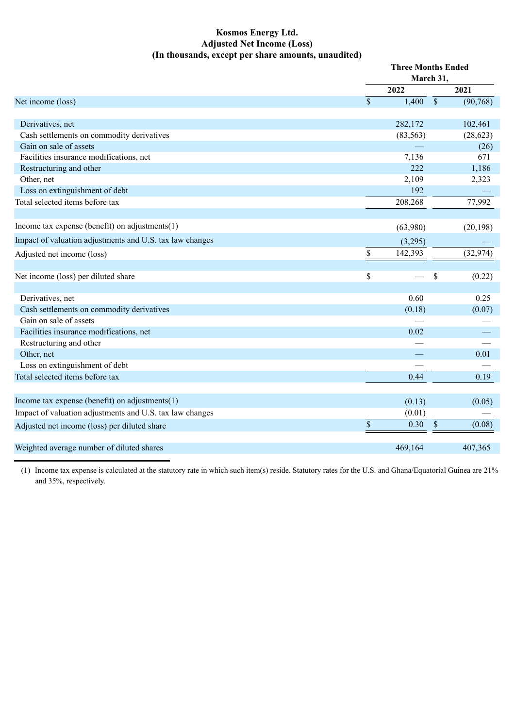# Kosmos Energy Ltd.
## Adjusted Net Income (Loss)
### (In thousands, except per share amounts, unaudited)

| | Three Months Ended March 31, | |
|---|---|---|
| | 2022 | 2021 |
| Net income (loss) | $ 1,400 | $ (90,768) |
| | | |
| Derivatives, net | 282,172 | 102,461 |
| Cash settlements on commodity derivatives | (83,563) | (28,623) |
| Gain on sale of assets | — | (26) |
| Facilities insurance modifications, net | 7,136 | 671 |
| Restructuring and other | 222 | 1,186 |
| Other, net | 2,109 | 2,323 |
| Loss on extinguishment of debt | 192 | — |
| Total selected items before tax | 208,268 | 77,992 |
| | | |
| Income tax expense (benefit) on adjustments(1) | (63,980) | (20,198) |
| Impact of valuation adjustments and U.S. tax law changes | (3,295) | — |
| Adjusted net income (loss) | $ 142,393 | (32,974) |
| | | |
| Net income (loss) per diluted share | $ — | $ (0.22) |
| | | |
| Derivatives, net | 0.60 | 0.25 |
| Cash settlements on commodity derivatives | (0.18) | (0.07) |
| Gain on sale of assets | — | — |
| Facilities insurance modifications, net | 0.02 | — |
| Restructuring and other | — | — |
| Other, net | — | 0.01 |
| Loss on extinguishment of debt | — | — |
| Total selected items before tax | 0.44 | 0.19 |
| | | |
| Income tax expense (benefit) on adjustments(1) | (0.13) | (0.05) |
| Impact of valuation adjustments and U.S. tax law changes | (0.01) | — |
| Adjusted net income (loss) per diluted share | $ 0.30 | $ (0.08) |
| | | |
| Weighted average number of diluted shares | 469,164 | 407,365 |

(1) Income tax expense is calculated at the statutory rate in which such item(s) reside. Statutory rates for the U.S. and Ghana/Equatorial Guinea are 21% and 35%, respectively.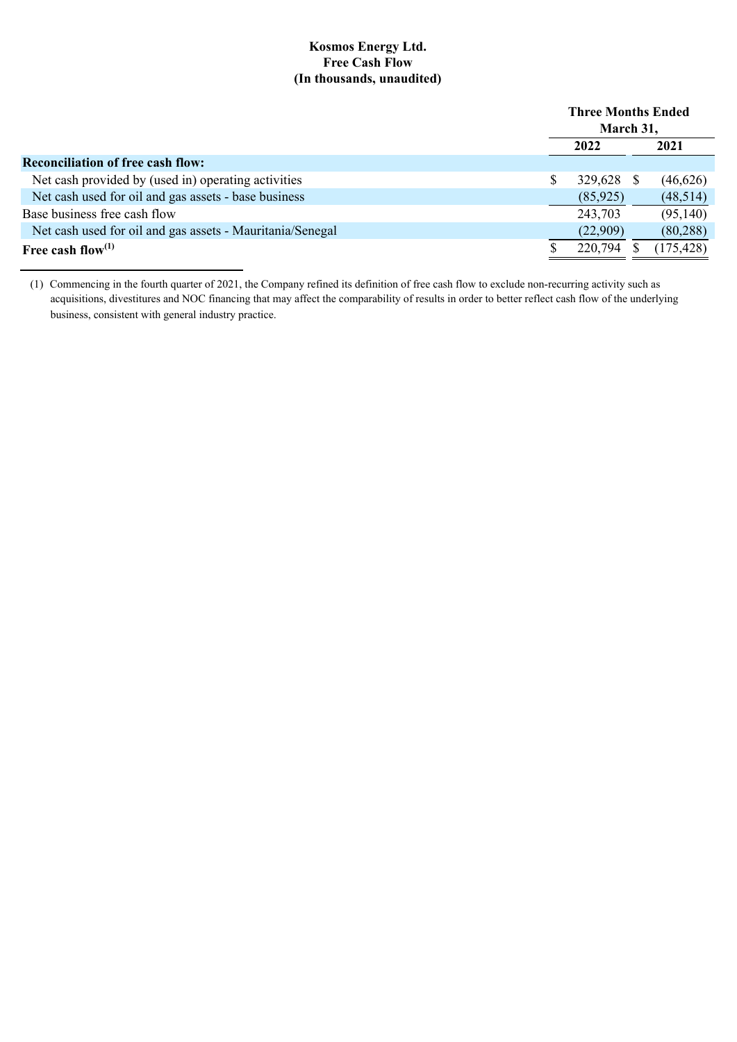**Kosmos Energy Ltd.**
**Free Cash Flow**
**(In thousands, unaudited)**

| | Three Months Ended March 31, | |
|---|---|---|
| | 2022 | 2021 |
| **Reconciliation of free cash flow:** | | |
| Net cash provided by (used in) operating activities | $ 329,628 | $ (46,626) |
| Net cash used for oil and gas assets - base business | (85,925) | (48,514) |
| Base business free cash flow | 243,703 | (95,140) |
| Net cash used for oil and gas assets - Mauritania/Senegal | (22,909) | (80,288) |
| **Free cash flow[(1)]** | $ 220,794 | $ (175,428) |

(1) Commencing in the fourth quarter of 2021, the Company refined its definition of free cash flow to exclude non-recurring activity such as acquisitions, divestitures and NOC financing that may affect the comparability of results in order to better reflect cash flow of the underlying business, consistent with general industry practice.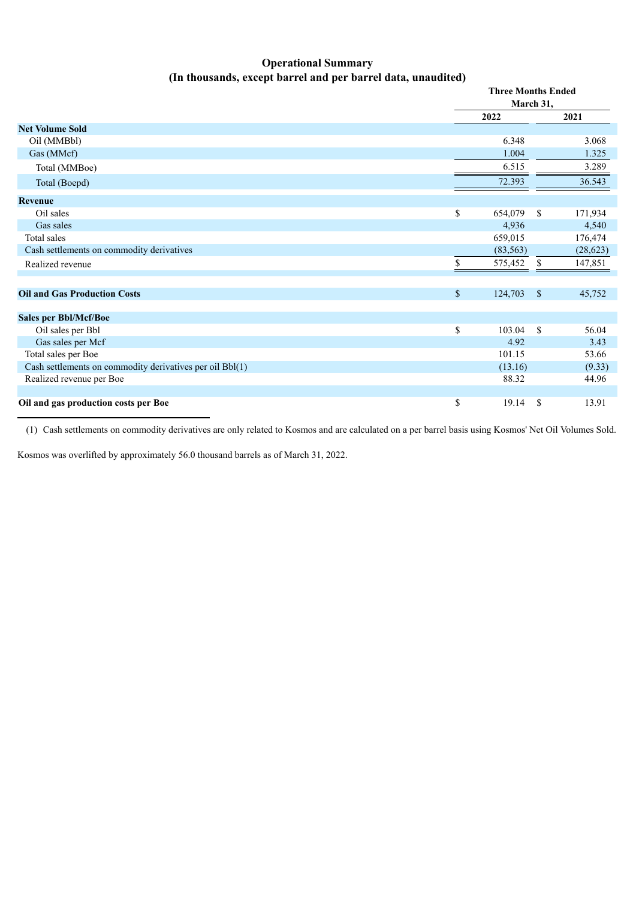# Operational Summary
## (In thousands, except barrel and per barrel data, unaudited)

| | Three Months Ended March 31, | |
|---|---|---|
| | 2022 | 2021 |
| **Net Volume Sold** | | |
| Oil (MMBbl) | 6.348 | 3.068 |
| Gas (MMcf) | 1.004 | 1.325 |
| Total (MMBoe) | 6.515 | 3.289 |
| Total (Boepd) | 72.393 | 36.543 |
| **Revenue** | | |
| Oil sales | $ 654,079 | $ 171,934 |
| Gas sales | 4,936 | 4,540 |
| Total sales | 659,015 | 176,474 |
| Cash settlements on commodity derivatives | (83,563) | (28,623) |
| Realized revenue | $ 575,452 | $ 147,851 |
| | | |
| **Oil and Gas Production Costs** | $ 124,703 | $ 45,752 |
| | | |
| **Sales per Bbl/Mcf/Boe** | | |
| Oil sales per Bbl | $ 103.04 | $ 56.04 |
| Gas sales per Mcf | 4.92 | 3.43 |
| Total sales per Boe | 101.15 | 53.66 |
| Cash settlements on commodity derivatives per oil Bbl(1) | (13.16) | (9.33) |
| Realized revenue per Boe | 88.32 | 44.96 |
| | | |
| **Oil and gas production costs per Boe** | $ 19.14 | $ 13.91 |

(1) Cash settlements on commodity derivatives are only related to Kosmos and are calculated on a per barrel basis using Kosmos' Net Oil Volumes Sold.

Kosmos was overlifted by approximately 56.0 thousand barrels as of March 31, 2022.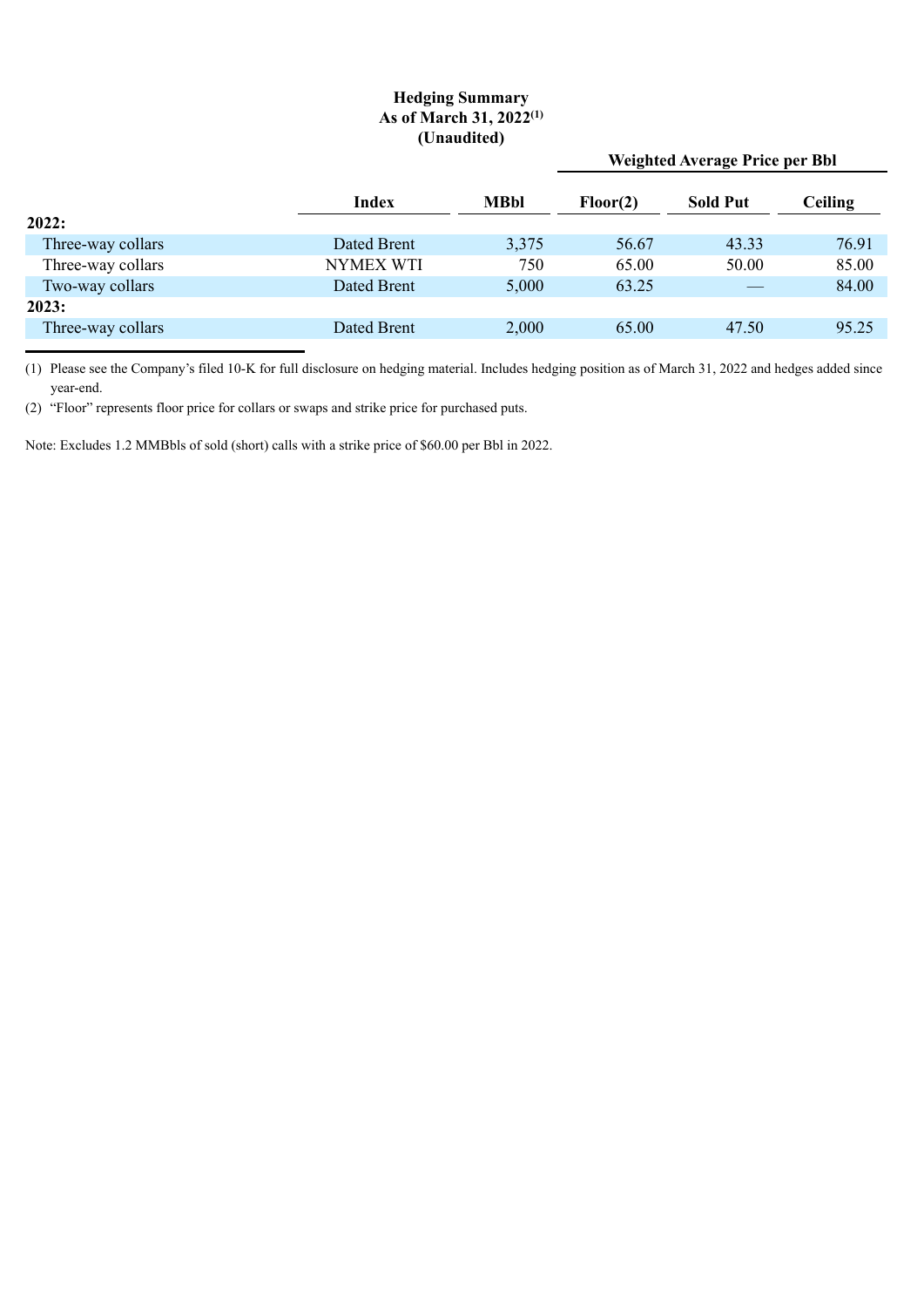# Hedging Summary
## As of March 31, 2022[1]
## (Unaudited)

| | Index | MBbl | Weighted Average Price per Bbl | | |
|---|---|---|---|---|---|
| | | | Floor(2) | Sold Put | Ceiling |
| **2022:** | | | | | |
| Three-way collars | Dated Brent | 3,375 | 56.67 | 43.33 | 76.91 |
| Three-way collars | NYMEX WTI | 750 | 65.00 | 50.00 | 85.00 |
| Two-way collars | Dated Brent | 5,000 | 63.25 | — | 84.00 |
| **2023:** | | | | | |
| Three-way collars | Dated Brent | 2,000 | 65.00 | 47.50 | 95.25 |

(1) Please see the Company's filed 10-K for full disclosure on hedging material. Includes hedging position as of March 31, 2022 and hedges added since year-end.

(2) "Floor" represents floor price for collars or swaps and strike price for purchased puts.

Note: Excludes 1.2 MMBbls of sold (short) calls with a strike price of $60.00 per Bbl in 2022.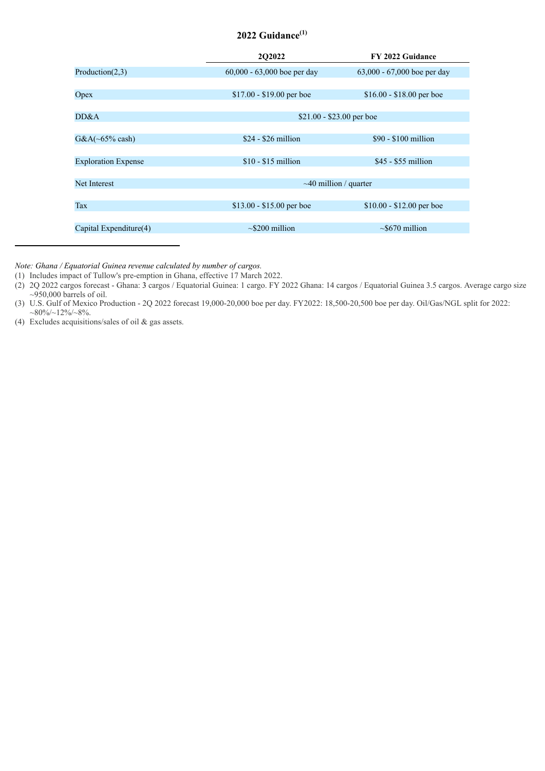## 2022 Guidance[1]

| | 2Q2022 | FY 2022 Guidance |
|---|---|---|
| Production(2,3) | 60,000 - 63,000 boe per day | 63,000 - 67,000 boe per day |
| Opex | \$17.00 - \$19.00 per boe | \$16.00 - \$18.00 per boe |
| DD&A | \$21.00 - \$23.00 per boe | |
| G&A(~65% cash) | \$24 - \$26 million | \$90 - \$100 million |
| Exploration Expense | \$10 - \$15 million | \$45 - \$55 million |
| Net Interest | ~40 million / quarter | |
| Tax | \$13.00 - \$15.00 per boe | \$10.00 - \$12.00 per boe |
| Capital Expenditure(4) | ~\$200 million | ~\$670 million |

*Note: Ghana / Equatorial Guinea revenue calculated by number of cargos.*

(1) Includes impact of Tullow's pre-emption in Ghana, effective 17 March 2022.

(2) 2Q 2022 cargos forecast - Ghana: 3 cargos / Equatorial Guinea: 1 cargo. FY 2022 Ghana: 14 cargos / Equatorial Guinea 3.5 cargos. Average cargo size ~950,000 barrels of oil.

(3) U.S. Gulf of Mexico Production - 2Q 2022 forecast 19,000-20,000 boe per day. FY2022: 18,500-20,500 boe per day. Oil/Gas/NGL split for 2022: ~80%/~12%/~8%.

(4) Excludes acquisitions/sales of oil & gas assets.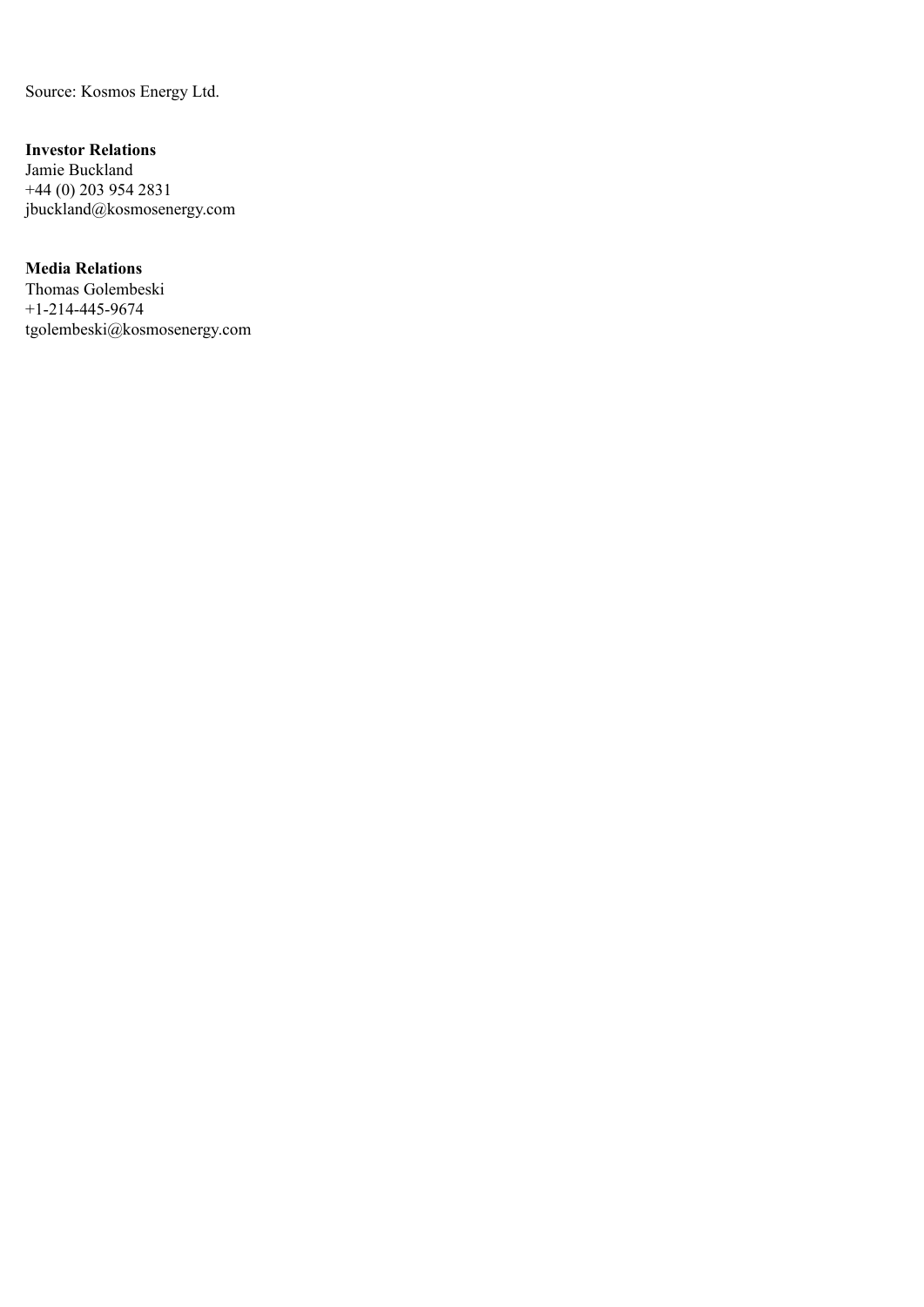Source: Kosmos Energy Ltd.

**Investor Relations**
Jamie Buckland
+44 (0) 203 954 2831
jbuckland@kosmosenergy.com

**Media Relations**
Thomas Golembeski
+1-214-445-9674
tgolembeski@kosmosenergy.com